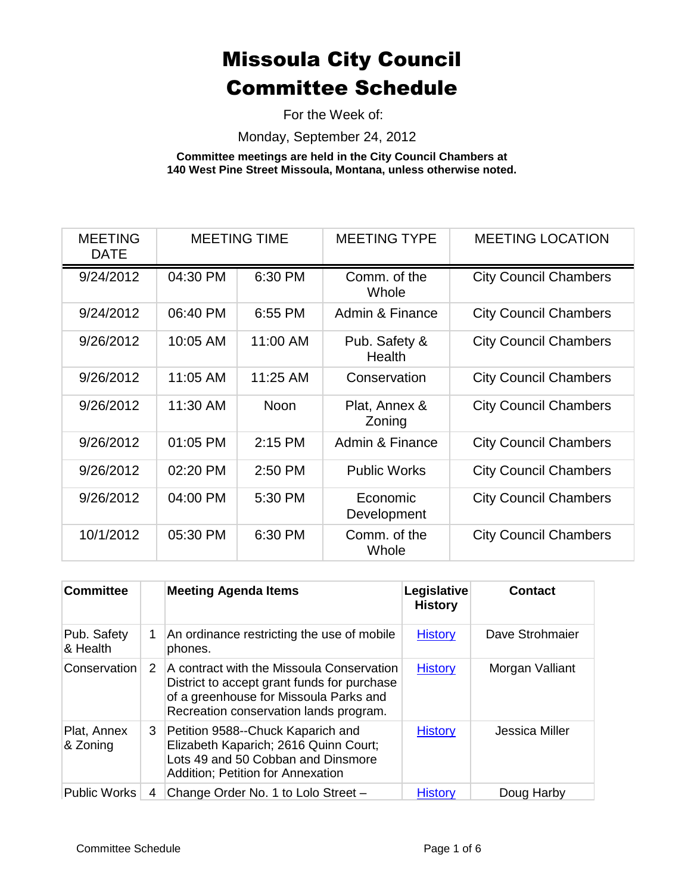# Missoula City Council Committee Schedule

For the Week of:

Monday, September 24, 2012

**Committee meetings are held in the City Council Chambers at 140 West Pine Street Missoula, Montana, unless otherwise noted.**

| MEETING DATE | MEETING TIME | | MEETING TYPE | MEETING LOCATION |
|---|---|---|---|---|
| 9/24/2012 | 04:30 PM | 6:30 PM | Comm. of the Whole | City Council Chambers |
| 9/24/2012 | 06:40 PM | 6:55 PM | Admin & Finance | City Council Chambers |
| 9/26/2012 | 10:05 AM | 11:00 AM | Pub. Safety & Health | City Council Chambers |
| 9/26/2012 | 11:05 AM | 11:25 AM | Conservation | City Council Chambers |
| 9/26/2012 | 11:30 AM | Noon | Plat, Annex & Zoning | City Council Chambers |
| 9/26/2012 | 01:05 PM | 2:15 PM | Admin & Finance | City Council Chambers |
| 9/26/2012 | 02:20 PM | 2:50 PM | Public Works | City Council Chambers |
| 9/26/2012 | 04:00 PM | 5:30 PM | Economic Development | City Council Chambers |
| 10/1/2012 | 05:30 PM | 6:30 PM | Comm. of the Whole | City Council Chambers |

| Committee | | Meeting Agenda Items | Legislative History | Contact |
|---|---|---|---|---|
| Pub. Safety & Health | 1 | An ordinance restricting the use of mobile phones. | History | Dave Strohmaier |
| Conservation | 2 | A contract with the Missoula Conservation District to accept grant funds for purchase of a greenhouse for Missoula Parks and Recreation conservation lands program. | History | Morgan Valliant |
| Plat, Annex & Zoning | 3 | Petition 9588--Chuck Kaparich and Elizabeth Kaparich; 2616 Quinn Court; Lots 49 and 50 Cobban and Dinsmore Addition; Petition for Annexation | History | Jessica Miller |
| Public Works | 4 | Change Order No. 1 to Lolo Street – | History | Doug Harby |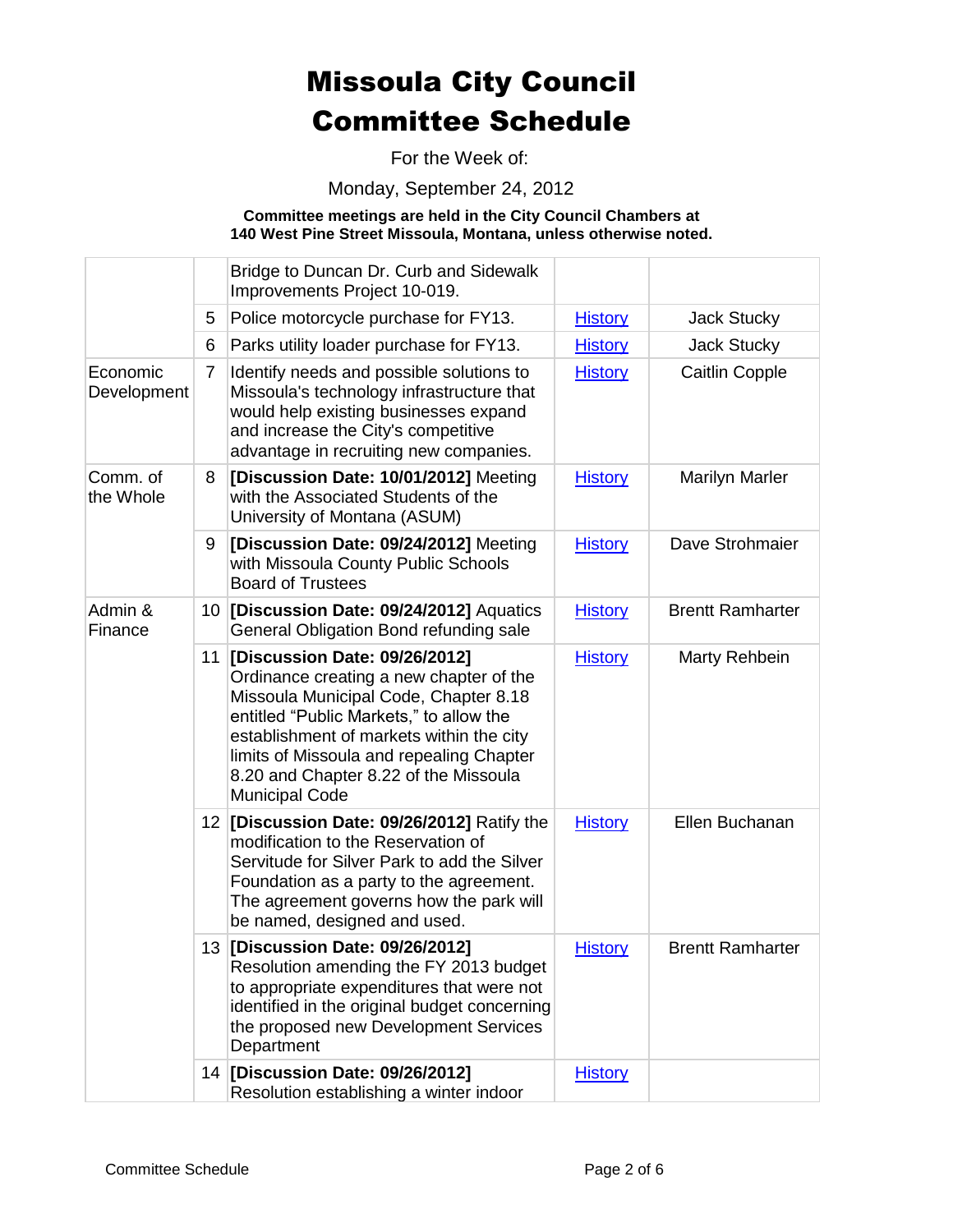# Missoula City Council Committee Schedule

For the Week of:

Monday, September 24, 2012

**Committee meetings are held in the City Council Chambers at 140 West Pine Street Missoula, Montana, unless otherwise noted.**

| | | | | |
|---|---|---|---|---|
| | | Bridge to Duncan Dr. Curb and Sidewalk Improvements Project 10-019. | | |
| | 5 | Police motorcycle purchase for FY13. | History | Jack Stucky |
| | 6 | Parks utility loader purchase for FY13. | History | Jack Stucky |
| Economic Development | 7 | Identify needs and possible solutions to Missoula's technology infrastructure that would help existing businesses expand and increase the City's competitive advantage in recruiting new companies. | History | Caitlin Copple |
| Comm. of the Whole | 8 | **[Discussion Date: 10/01/2012]** Meeting with the Associated Students of the University of Montana (ASUM) | History | Marilyn Marler |
| | 9 | **[Discussion Date: 09/24/2012]** Meeting with Missoula County Public Schools Board of Trustees | History | Dave Strohmaier |
| Admin & Finance | 10 | **[Discussion Date: 09/24/2012]** Aquatics General Obligation Bond refunding sale | History | Brentt Ramharter |
| | 11 | **[Discussion Date: 09/26/2012]** Ordinance creating a new chapter of the Missoula Municipal Code, Chapter 8.18 entitled "Public Markets," to allow the establishment of markets within the city limits of Missoula and repealing Chapter 8.20 and Chapter 8.22 of the Missoula Municipal Code | History | Marty Rehbein |
| | 12 | **[Discussion Date: 09/26/2012]** Ratify the modification to the Reservation of Servitude for Silver Park to add the Silver Foundation as a party to the agreement. The agreement governs how the park will be named, designed and used. | History | Ellen Buchanan |
| | 13 | **[Discussion Date: 09/26/2012]** Resolution amending the FY 2013 budget to appropriate expenditures that were not identified in the original budget concerning the proposed new Development Services Department | History | Brentt Ramharter |
| | 14 | **[Discussion Date: 09/26/2012]** Resolution establishing a winter indoor | History | |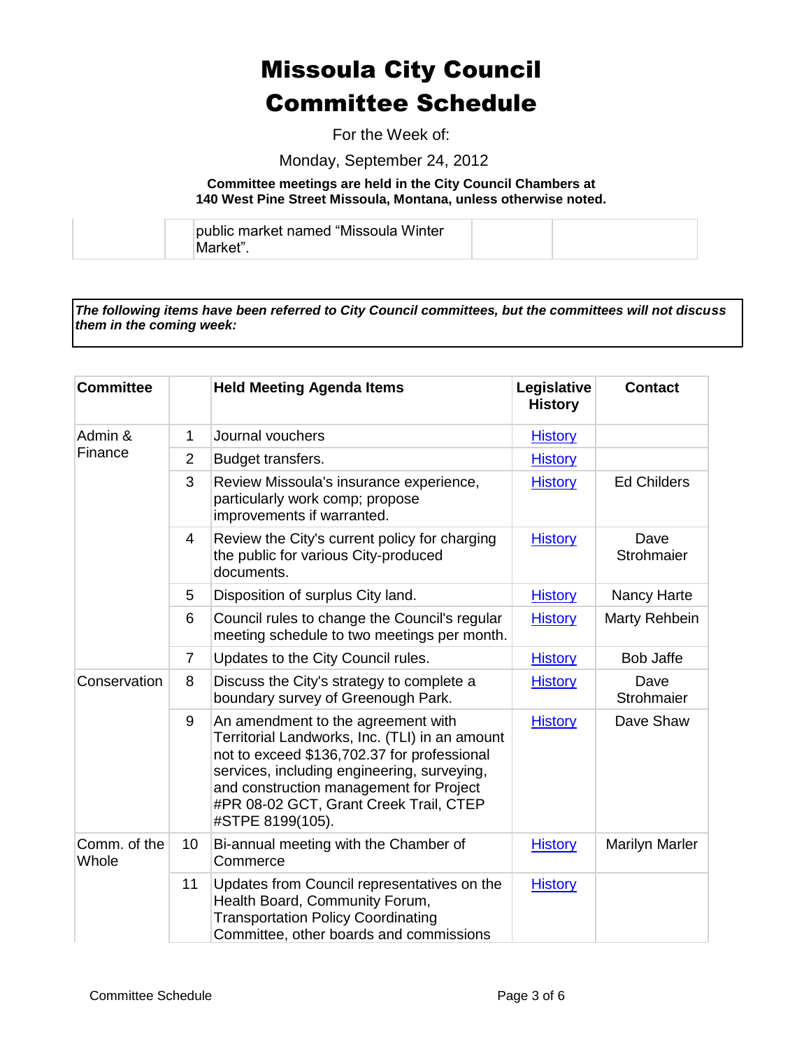# Missoula City Council Committee Schedule

For the Week of:

Monday, September 24, 2012

**Committee meetings are held in the City Council Chambers at 140 West Pine Street Missoula, Montana, unless otherwise noted.**

| | | | | |
|---|---|---|---|---|
| | | public market named "Missoula Winter Market". | | |

***The following items have been referred to City Council committees, but the committees will not discuss them in the coming week:***

| Committee | | Held Meeting Agenda Items | Legislative History | Contact |
|---|---|---|---|---|
| Admin & Finance | 1 | Journal vouchers | History | |
| | 2 | Budget transfers. | History | |
| | 3 | Review Missoula's insurance experience, particularly work comp; propose improvements if warranted. | History | Ed Childers |
| | 4 | Review the City's current policy for charging the public for various City-produced documents. | History | Dave Strohmaier |
| | 5 | Disposition of surplus City land. | History | Nancy Harte |
| | 6 | Council rules to change the Council's regular meeting schedule to two meetings per month. | History | Marty Rehbein |
| | 7 | Updates to the City Council rules. | History | Bob Jaffe |
| Conservation | 8 | Discuss the City's strategy to complete a boundary survey of Greenough Park. | History | Dave Strohmaier |
| | 9 | An amendment to the agreement with Territorial Landworks, Inc. (TLI) in an amount not to exceed $136,702.37 for professional services, including engineering, surveying, and construction management for Project #PR 08-02 GCT, Grant Creek Trail, CTEP #STPE 8199(105). | History | Dave Shaw |
| Comm. of the Whole | 10 | Bi-annual meeting with the Chamber of Commerce | History | Marilyn Marler |
| | 11 | Updates from Council representatives on the Health Board, Community Forum, Transportation Policy Coordinating Committee, other boards and commissions | History | |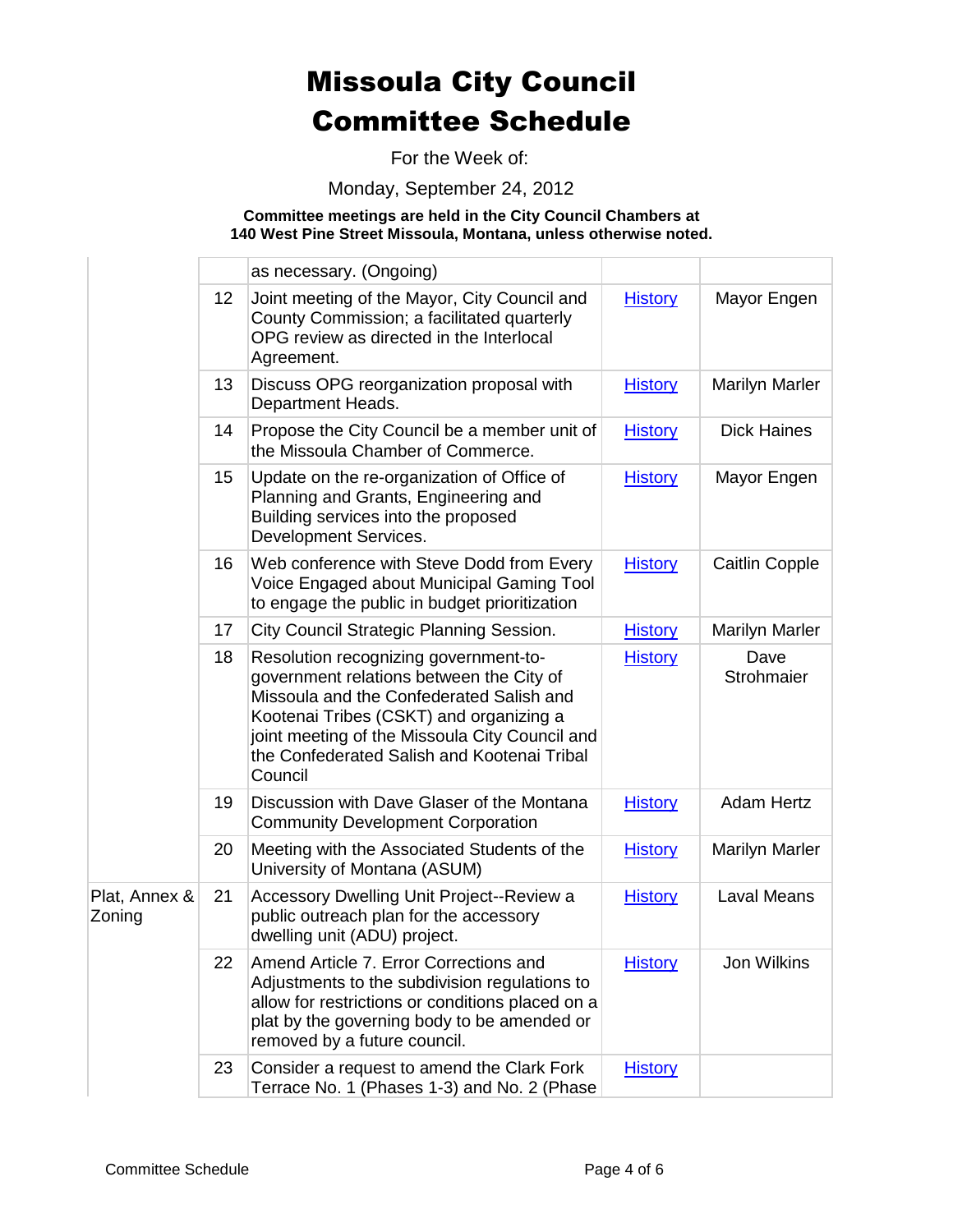# Missoula City Council
# Committee Schedule

For the Week of:

Monday, September 24, 2012

**Committee meetings are held in the City Council Chambers at 140 West Pine Street Missoula, Montana, unless otherwise noted.**

| | | | | |
|---|---|---|---|---|
| | | as necessary. (Ongoing) | | |
| | 12 | Joint meeting of the Mayor, City Council and County Commission; a facilitated quarterly OPG review as directed in the Interlocal Agreement. | History | Mayor Engen |
| | 13 | Discuss OPG reorganization proposal with Department Heads. | History | Marilyn Marler |
| | 14 | Propose the City Council be a member unit of the Missoula Chamber of Commerce. | History | Dick Haines |
| | 15 | Update on the re-organization of Office of Planning and Grants, Engineering and Building services into the proposed Development Services. | History | Mayor Engen |
| | 16 | Web conference with Steve Dodd from Every Voice Engaged about Municipal Gaming Tool to engage the public in budget prioritization | History | Caitlin Copple |
| | 17 | City Council Strategic Planning Session. | History | Marilyn Marler |
| | 18 | Resolution recognizing government-to-government relations between the City of Missoula and the Confederated Salish and Kootenai Tribes (CSKT) and organizing a joint meeting of the Missoula City Council and the Confederated Salish and Kootenai Tribal Council | History | Dave Strohmaier |
| | 19 | Discussion with Dave Glaser of the Montana Community Development Corporation | History | Adam Hertz |
| | 20 | Meeting with the Associated Students of the University of Montana (ASUM) | History | Marilyn Marler |
| Plat, Annex & Zoning | 21 | Accessory Dwelling Unit Project--Review a public outreach plan for the accessory dwelling unit (ADU) project. | History | Laval Means |
| | 22 | Amend Article 7. Error Corrections and Adjustments to the subdivision regulations to allow for restrictions or conditions placed on a plat by the governing body to be amended or removed by a future council. | History | Jon Wilkins |
| | 23 | Consider a request to amend the Clark Fork Terrace No. 1 (Phases 1-3) and No. 2 (Phase | History | |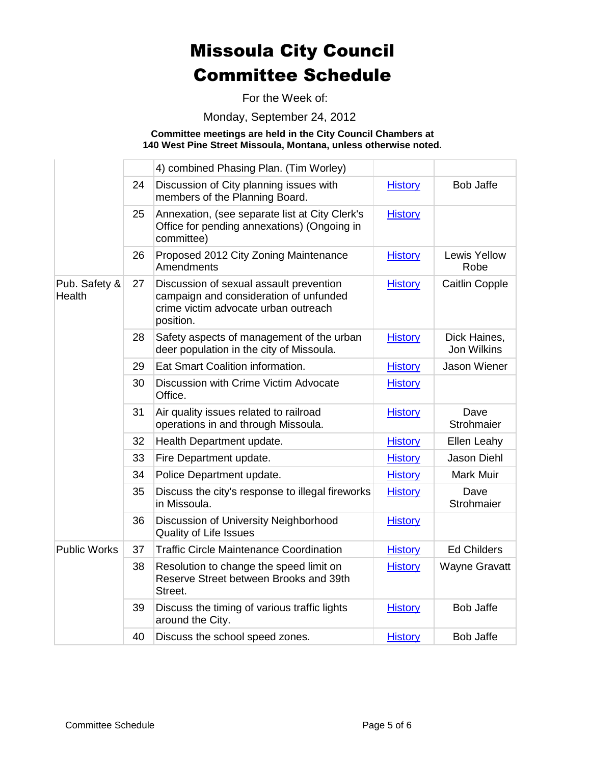# Missoula City Council Committee Schedule

For the Week of:

Monday, September 24, 2012

**Committee meetings are held in the City Council Chambers at 140 West Pine Street Missoula, Montana, unless otherwise noted.**

| | | | | |
|---|---|---|---|---|
| | | 4) combined Phasing Plan. (Tim Worley) | | |
| | 24 | Discussion of City planning issues with members of the Planning Board. | History | Bob Jaffe |
| | 25 | Annexation, (see separate list at City Clerk's Office for pending annexations) (Ongoing in committee) | History | |
| | 26 | Proposed 2012 City Zoning Maintenance Amendments | History | Lewis Yellow Robe |
| Pub. Safety & Health | 27 | Discussion of sexual assault prevention campaign and consideration of unfunded crime victim advocate urban outreach position. | History | Caitlin Copple |
| | 28 | Safety aspects of management of the urban deer population in the city of Missoula. | History | Dick Haines, Jon Wilkins |
| | 29 | Eat Smart Coalition information. | History | Jason Wiener |
| | 30 | Discussion with Crime Victim Advocate Office. | History | |
| | 31 | Air quality issues related to railroad operations in and through Missoula. | History | Dave Strohmaier |
| | 32 | Health Department update. | History | Ellen Leahy |
| | 33 | Fire Department update. | History | Jason Diehl |
| | 34 | Police Department update. | History | Mark Muir |
| | 35 | Discuss the city's response to illegal fireworks in Missoula. | History | Dave Strohmaier |
| | 36 | Discussion of University Neighborhood Quality of Life Issues | History | |
| Public Works | 37 | Traffic Circle Maintenance Coordination | History | Ed Childers |
| | 38 | Resolution to change the speed limit on Reserve Street between Brooks and 39th Street. | History | Wayne Gravatt |
| | 39 | Discuss the timing of various traffic lights around the City. | History | Bob Jaffe |
| | 40 | Discuss the school speed zones. | History | Bob Jaffe |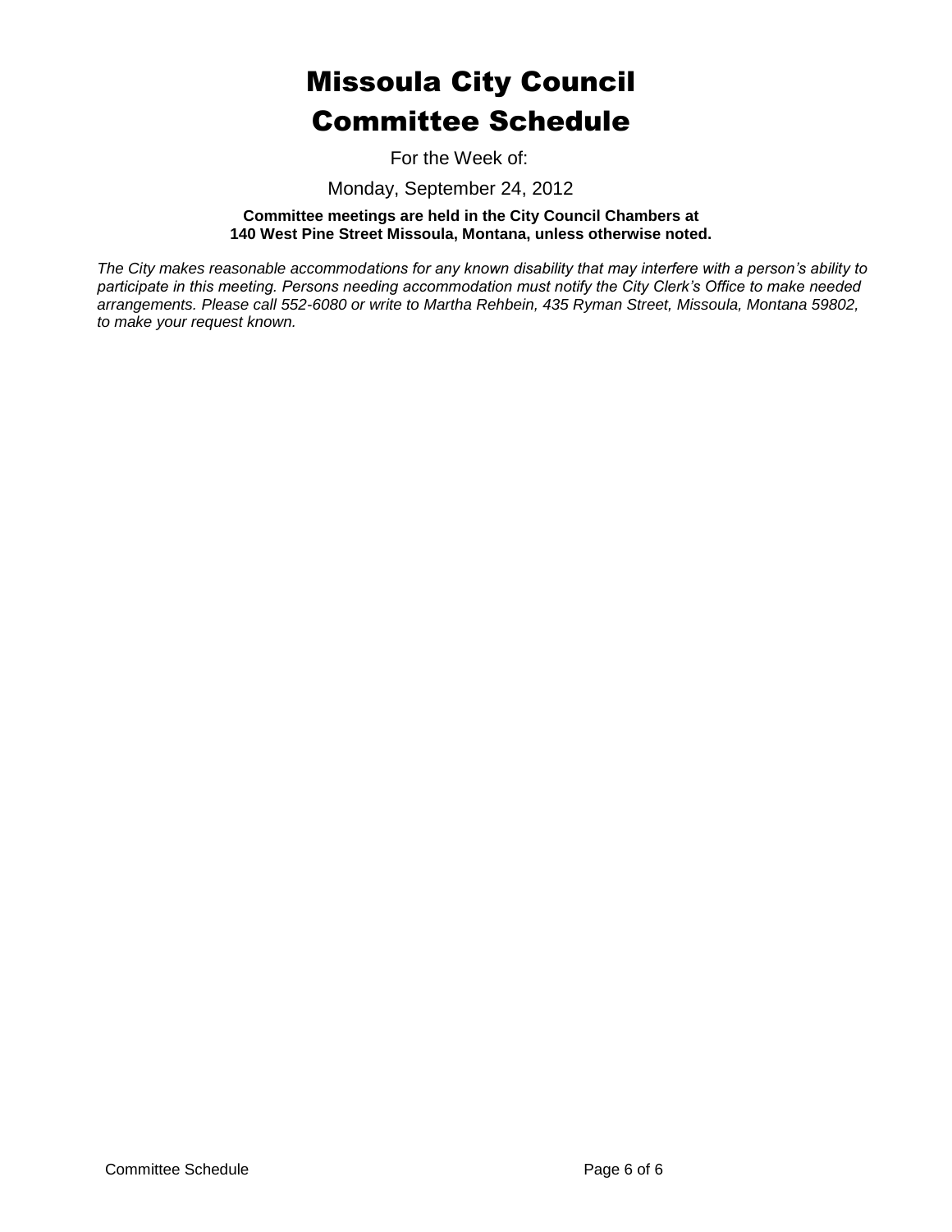# Missoula City Council
# Committee Schedule

For the Week of:

Monday, September 24, 2012

**Committee meetings are held in the City Council Chambers at**
**140 West Pine Street Missoula, Montana, unless otherwise noted.**

*The City makes reasonable accommodations for any known disability that may interfere with a person's ability to participate in this meeting. Persons needing accommodation must notify the City Clerk's Office to make needed arrangements. Please call 552-6080 or write to Martha Rehbein, 435 Ryman Street, Missoula, Montana 59802, to make your request known.*